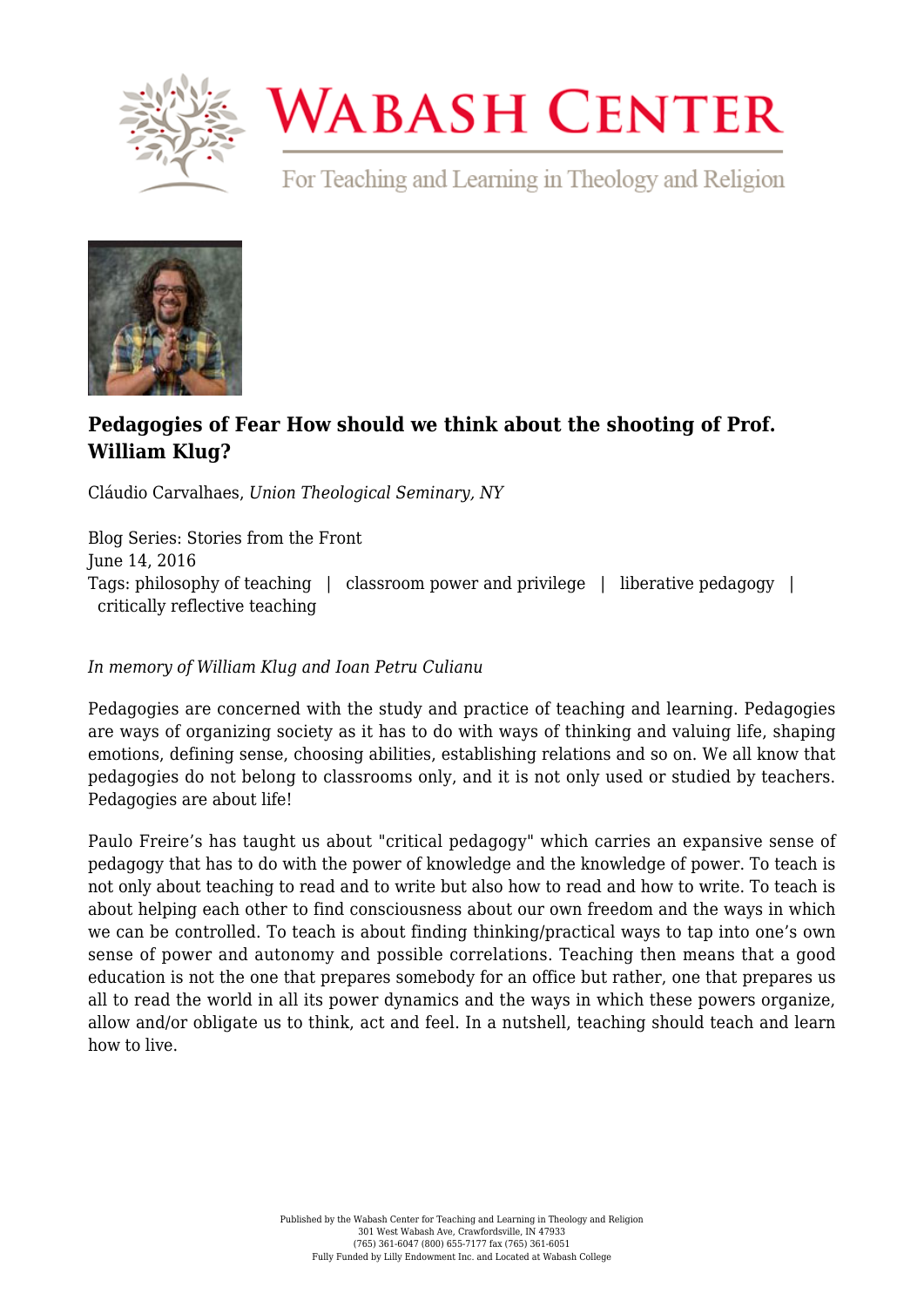# Pedagogies of Fear How should we think about the shooting of Prof. William Klug?

Cláudio Carvalhaes, *Union Theological Seminary, NY*

Blog Series: Stories from the Front
June 14, 2016
Tags: philosophy of teaching | classroom power and privilege | liberative pedagogy | critically reflective teaching

*In memory of William Klug and Ioan Petru Culianu*

Pedagogies are concerned with the study and practice of teaching and learning. Pedagogies are ways of organizing society as it has to do with ways of thinking and valuing life, shaping emotions, defining sense, choosing abilities, establishing relations and so on. We all know that pedagogies do not belong to classrooms only, and it is not only used or studied by teachers. Pedagogies are about life!

Paulo Freire's has taught us about "critical pedagogy" which carries an expansive sense of pedagogy that has to do with the power of knowledge and the knowledge of power. To teach is not only about teaching to read and to write but also how to read and how to write. To teach is about helping each other to find consciousness about our own freedom and the ways in which we can be controlled. To teach is about finding thinking/practical ways to tap into one's own sense of power and autonomy and possible correlations. Teaching then means that a good education is not the one that prepares somebody for an office but rather, one that prepares us all to read the world in all its power dynamics and the ways in which these powers organize, allow and/or obligate us to think, act and feel. In a nutshell, teaching should teach and learn how to live.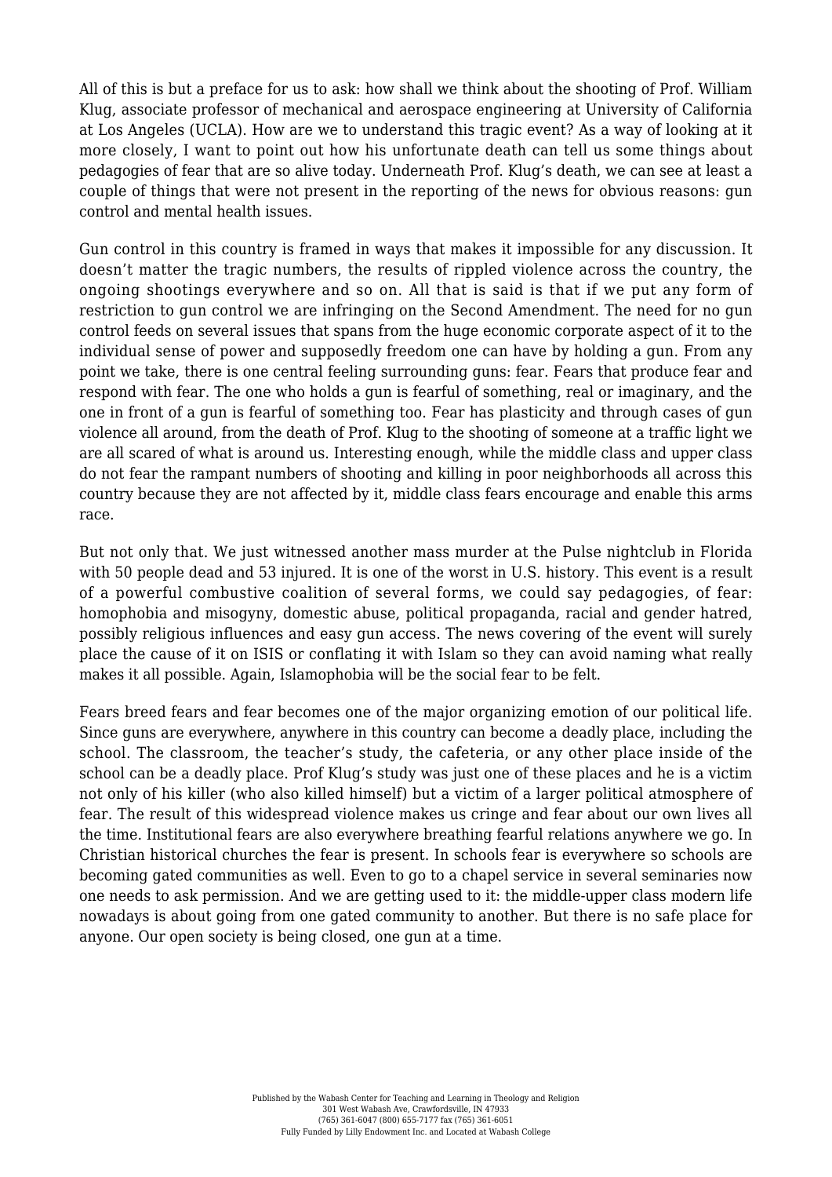All of this is but a preface for us to ask: how shall we think about the shooting of Prof. William Klug, associate professor of mechanical and aerospace engineering at University of California at Los Angeles (UCLA). How are we to understand this tragic event? As a way of looking at it more closely, I want to point out how his unfortunate death can tell us some things about pedagogies of fear that are so alive today. Underneath Prof. Klug's death, we can see at least a couple of things that were not present in the reporting of the news for obvious reasons: gun control and mental health issues.

Gun control in this country is framed in ways that makes it impossible for any discussion. It doesn't matter the tragic numbers, the results of rippled violence across the country, the ongoing shootings everywhere and so on. All that is said is that if we put any form of restriction to gun control we are infringing on the Second Amendment. The need for no gun control feeds on several issues that spans from the huge economic corporate aspect of it to the individual sense of power and supposedly freedom one can have by holding a gun. From any point we take, there is one central feeling surrounding guns: fear. Fears that produce fear and respond with fear. The one who holds a gun is fearful of something, real or imaginary, and the one in front of a gun is fearful of something too. Fear has plasticity and through cases of gun violence all around, from the death of Prof. Klug to the shooting of someone at a traffic light we are all scared of what is around us. Interesting enough, while the middle class and upper class do not fear the rampant numbers of shooting and killing in poor neighborhoods all across this country because they are not affected by it, middle class fears encourage and enable this arms race.

But not only that. We just witnessed another mass murder at the Pulse nightclub in Florida with 50 people dead and 53 injured. It is one of the worst in U.S. history. This event is a result of a powerful combustive coalition of several forms, we could say pedagogies, of fear: homophobia and misogyny, domestic abuse, political propaganda, racial and gender hatred, possibly religious influences and easy gun access. The news covering of the event will surely place the cause of it on ISIS or conflating it with Islam so they can avoid naming what really makes it all possible. Again, Islamophobia will be the social fear to be felt.

Fears breed fears and fear becomes one of the major organizing emotion of our political life. Since guns are everywhere, anywhere in this country can become a deadly place, including the school. The classroom, the teacher's study, the cafeteria, or any other place inside of the school can be a deadly place. Prof Klug's study was just one of these places and he is a victim not only of his killer (who also killed himself) but a victim of a larger political atmosphere of fear. The result of this widespread violence makes us cringe and fear about our own lives all the time. Institutional fears are also everywhere breathing fearful relations anywhere we go. In Christian historical churches the fear is present. In schools fear is everywhere so schools are becoming gated communities as well. Even to go to a chapel service in several seminaries now one needs to ask permission. And we are getting used to it: the middle-upper class modern life nowadays is about going from one gated community to another. But there is no safe place for anyone. Our open society is being closed, one gun at a time.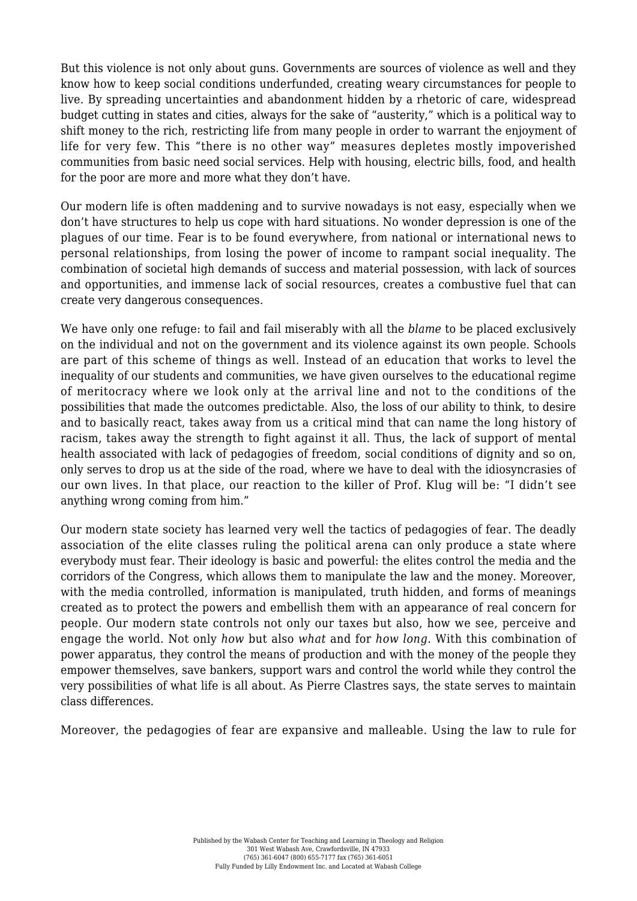But this violence is not only about guns. Governments are sources of violence as well and they know how to keep social conditions underfunded, creating weary circumstances for people to live. By spreading uncertainties and abandonment hidden by a rhetoric of care, widespread budget cutting in states and cities, always for the sake of "austerity," which is a political way to shift money to the rich, restricting life from many people in order to warrant the enjoyment of life for very few. This "there is no other way" measures depletes mostly impoverished communities from basic need social services. Help with housing, electric bills, food, and health for the poor are more and more what they don't have.

Our modern life is often maddening and to survive nowadays is not easy, especially when we don't have structures to help us cope with hard situations. No wonder depression is one of the plagues of our time. Fear is to be found everywhere, from national or international news to personal relationships, from losing the power of income to rampant social inequality. The combination of societal high demands of success and material possession, with lack of sources and opportunities, and immense lack of social resources, creates a combustive fuel that can create very dangerous consequences.

We have only one refuge: to fail and fail miserably with all the *blame* to be placed exclusively on the individual and not on the government and its violence against its own people. Schools are part of this scheme of things as well. Instead of an education that works to level the inequality of our students and communities, we have given ourselves to the educational regime of meritocracy where we look only at the arrival line and not to the conditions of the possibilities that made the outcomes predictable. Also, the loss of our ability to think, to desire and to basically react, takes away from us a critical mind that can name the long history of racism, takes away the strength to fight against it all. Thus, the lack of support of mental health associated with lack of pedagogies of freedom, social conditions of dignity and so on, only serves to drop us at the side of the road, where we have to deal with the idiosyncrasies of our own lives. In that place, our reaction to the killer of Prof. Klug will be: "I didn't see anything wrong coming from him."

Our modern state society has learned very well the tactics of pedagogies of fear. The deadly association of the elite classes ruling the political arena can only produce a state where everybody must fear. Their ideology is basic and powerful: the elites control the media and the corridors of the Congress, which allows them to manipulate the law and the money. Moreover, with the media controlled, information is manipulated, truth hidden, and forms of meanings created as to protect the powers and embellish them with an appearance of real concern for people. Our modern state controls not only our taxes but also, how we see, perceive and engage the world. Not only *how* but also *what* and for *how long*. With this combination of power apparatus, they control the means of production and with the money of the people they empower themselves, save bankers, support wars and control the world while they control the very possibilities of what life is all about. As Pierre Clastres says, the state serves to maintain class differences.

Moreover, the pedagogies of fear are expansive and malleable. Using the law to rule for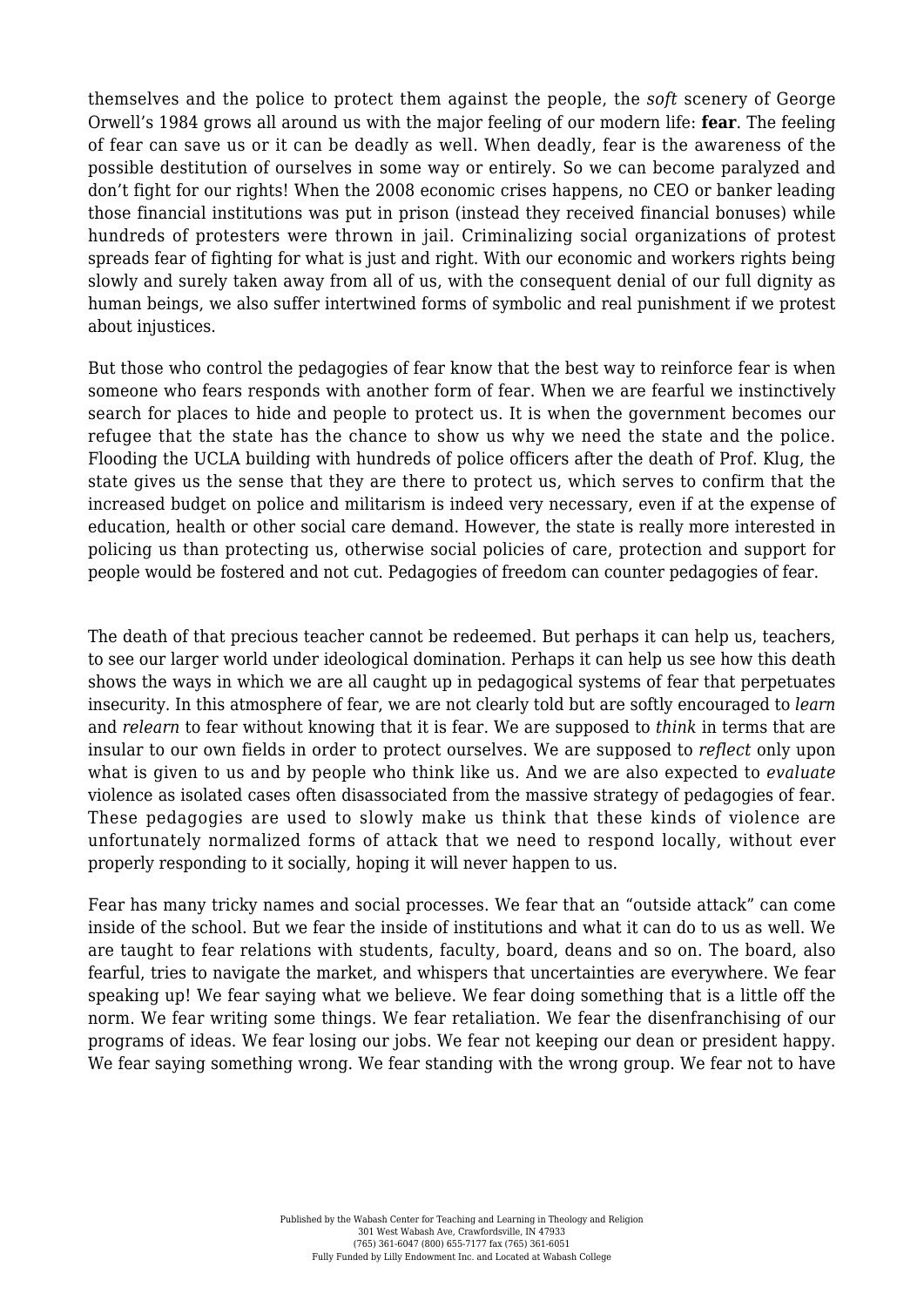themselves and the police to protect them against the people, the *soft* scenery of George Orwell's 1984 grows all around us with the major feeling of our modern life: **fear**. The feeling of fear can save us or it can be deadly as well. When deadly, fear is the awareness of the possible destitution of ourselves in some way or entirely. So we can become paralyzed and don't fight for our rights! When the 2008 economic crises happens, no CEO or banker leading those financial institutions was put in prison (instead they received financial bonuses) while hundreds of protesters were thrown in jail. Criminalizing social organizations of protest spreads fear of fighting for what is just and right. With our economic and workers rights being slowly and surely taken away from all of us, with the consequent denial of our full dignity as human beings, we also suffer intertwined forms of symbolic and real punishment if we protest about injustices.

But those who control the pedagogies of fear know that the best way to reinforce fear is when someone who fears responds with another form of fear. When we are fearful we instinctively search for places to hide and people to protect us. It is when the government becomes our refugee that the state has the chance to show us why we need the state and the police. Flooding the UCLA building with hundreds of police officers after the death of Prof. Klug, the state gives us the sense that they are there to protect us, which serves to confirm that the increased budget on police and militarism is indeed very necessary, even if at the expense of education, health or other social care demand. However, the state is really more interested in policing us than protecting us, otherwise social policies of care, protection and support for people would be fostered and not cut. Pedagogies of freedom can counter pedagogies of fear.

The death of that precious teacher cannot be redeemed. But perhaps it can help us, teachers, to see our larger world under ideological domination. Perhaps it can help us see how this death shows the ways in which we are all caught up in pedagogical systems of fear that perpetuates insecurity. In this atmosphere of fear, we are not clearly told but are softly encouraged to *learn* and *relearn* to fear without knowing that it is fear. We are supposed to *think* in terms that are insular to our own fields in order to protect ourselves. We are supposed to *reflect* only upon what is given to us and by people who think like us. And we are also expected to *evaluate* violence as isolated cases often disassociated from the massive strategy of pedagogies of fear. These pedagogies are used to slowly make us think that these kinds of violence are unfortunately normalized forms of attack that we need to respond locally, without ever properly responding to it socially, hoping it will never happen to us.

Fear has many tricky names and social processes. We fear that an "outside attack" can come inside of the school. But we fear the inside of institutions and what it can do to us as well. We are taught to fear relations with students, faculty, board, deans and so on. The board, also fearful, tries to navigate the market, and whispers that uncertainties are everywhere. We fear speaking up! We fear saying what we believe. We fear doing something that is a little off the norm. We fear writing some things. We fear retaliation. We fear the disenfranchising of our programs of ideas. We fear losing our jobs. We fear not keeping our dean or president happy. We fear saying something wrong. We fear standing with the wrong group. We fear not to have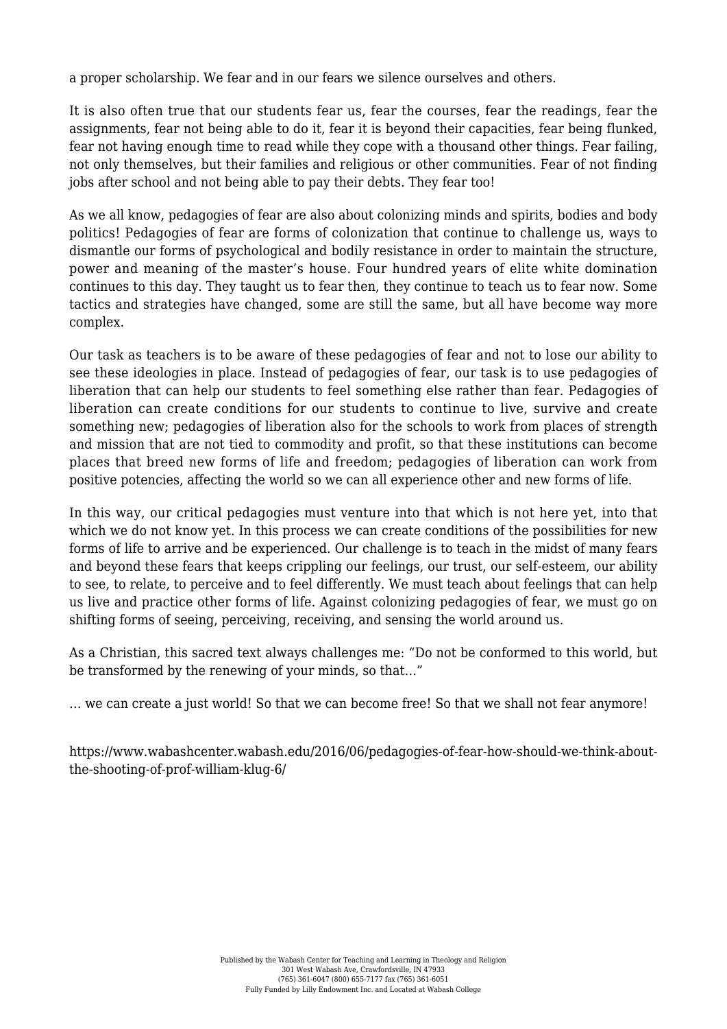a proper scholarship. We fear and in our fears we silence ourselves and others.

It is also often true that our students fear us, fear the courses, fear the readings, fear the assignments, fear not being able to do it, fear it is beyond their capacities, fear being flunked, fear not having enough time to read while they cope with a thousand other things. Fear failing, not only themselves, but their families and religious or other communities. Fear of not finding jobs after school and not being able to pay their debts. They fear too!

As we all know, pedagogies of fear are also about colonizing minds and spirits, bodies and body politics! Pedagogies of fear are forms of colonization that continue to challenge us, ways to dismantle our forms of psychological and bodily resistance in order to maintain the structure, power and meaning of the master's house. Four hundred years of elite white domination continues to this day. They taught us to fear then, they continue to teach us to fear now. Some tactics and strategies have changed, some are still the same, but all have become way more complex.

Our task as teachers is to be aware of these pedagogies of fear and not to lose our ability to see these ideologies in place. Instead of pedagogies of fear, our task is to use pedagogies of liberation that can help our students to feel something else rather than fear. Pedagogies of liberation can create conditions for our students to continue to live, survive and create something new; pedagogies of liberation also for the schools to work from places of strength and mission that are not tied to commodity and profit, so that these institutions can become places that breed new forms of life and freedom; pedagogies of liberation can work from positive potencies, affecting the world so we can all experience other and new forms of life.

In this way, our critical pedagogies must venture into that which is not here yet, into that which we do not know yet. In this process we can create conditions of the possibilities for new forms of life to arrive and be experienced. Our challenge is to teach in the midst of many fears and beyond these fears that keeps crippling our feelings, our trust, our self-esteem, our ability to see, to relate, to perceive and to feel differently. We must teach about feelings that can help us live and practice other forms of life. Against colonizing pedagogies of fear, we must go on shifting forms of seeing, perceiving, receiving, and sensing the world around us.

As a Christian, this sacred text always challenges me: "Do not be conformed to this world, but be transformed by the renewing of your minds, so that…"

… we can create a just world! So that we can become free! So that we shall not fear anymore!

https://www.wabashcenter.wabash.edu/2016/06/pedagogies-of-fear-how-should-we-think-about-the-shooting-of-prof-william-klug-6/